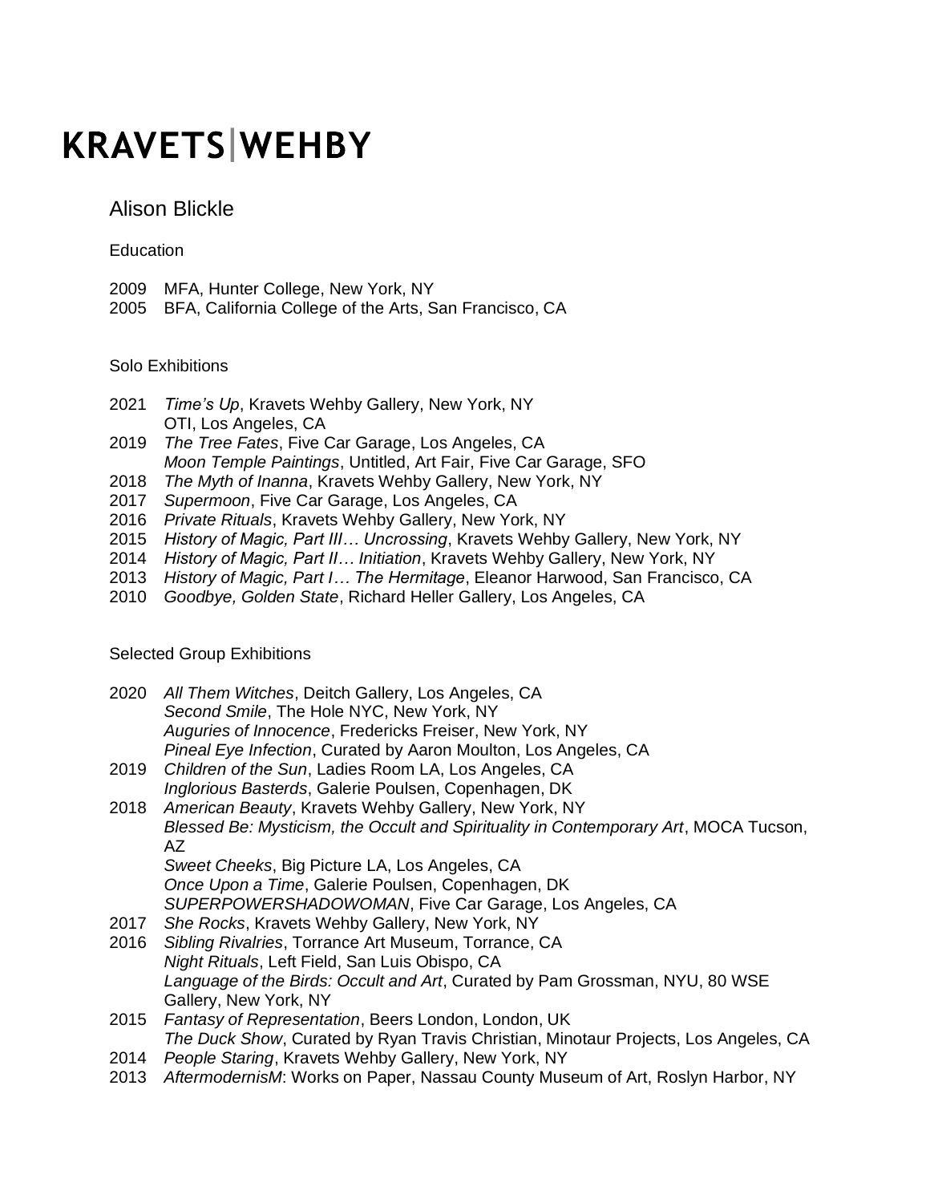# KRAVETS|WEHBY

## Alison Blickle

### Education

2009 MFA, Hunter College, New York, NY
2005 BFA, California College of the Arts, San Francisco, CA

### Solo Exhibitions

2021 *Time's Up*, Kravets Wehby Gallery, New York, NY
OTI, Los Angeles, CA
2019 *The Tree Fates*, Five Car Garage, Los Angeles, CA
*Moon Temple Paintings*, Untitled, Art Fair, Five Car Garage, SFO
2018 *The Myth of Inanna*, Kravets Wehby Gallery, New York, NY
2017 *Supermoon*, Five Car Garage, Los Angeles, CA
2016 *Private Rituals*, Kravets Wehby Gallery, New York, NY
2015 *History of Magic, Part III… Uncrossing*, Kravets Wehby Gallery, New York, NY
2014 *History of Magic, Part II… Initiation*, Kravets Wehby Gallery, New York, NY
2013 *History of Magic, Part I… The Hermitage*, Eleanor Harwood, San Francisco, CA
2010 *Goodbye, Golden State*, Richard Heller Gallery, Los Angeles, CA

### Selected Group Exhibitions

2020 *All Them Witches*, Deitch Gallery, Los Angeles, CA
*Second Smile*, The Hole NYC, New York, NY
*Auguries of Innocence*, Fredericks Freiser, New York, NY
*Pineal Eye Infection*, Curated by Aaron Moulton, Los Angeles, CA
2019 *Children of the Sun*, Ladies Room LA, Los Angeles, CA
*Inglorious Basterds*, Galerie Poulsen, Copenhagen, DK
2018 *American Beauty*, Kravets Wehby Gallery, New York, NY
*Blessed Be: Mysticism, the Occult and Spirituality in Contemporary Art*, MOCA Tucson, AZ
*Sweet Cheeks*, Big Picture LA, Los Angeles, CA
*Once Upon a Time*, Galerie Poulsen, Copenhagen, DK
*SUPERPOWERSHADOWOMAN*, Five Car Garage, Los Angeles, CA
2017 *She Rocks*, Kravets Wehby Gallery, New York, NY
2016 *Sibling Rivalries*, Torrance Art Museum, Torrance, CA
*Night Rituals*, Left Field, San Luis Obispo, CA
*Language of the Birds: Occult and Art*, Curated by Pam Grossman, NYU, 80 WSE Gallery, New York, NY
2015 *Fantasy of Representation*, Beers London, London, UK
*The Duck Show*, Curated by Ryan Travis Christian, Minotaur Projects, Los Angeles, CA
2014 *People Staring*, Kravets Wehby Gallery, New York, NY
2013 *AftermodernisM*: Works on Paper, Nassau County Museum of Art, Roslyn Harbor, NY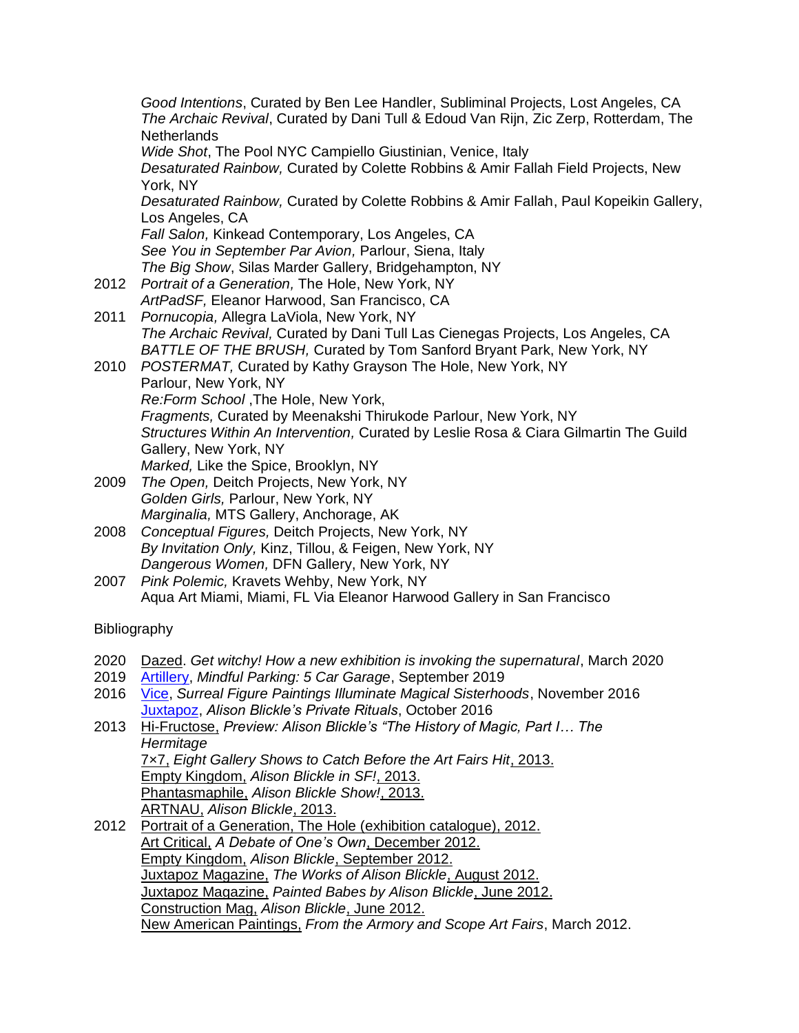*Good Intentions*, Curated by Ben Lee Handler, Subliminal Projects, Lost Angeles, CA
*The Archaic Revival*, Curated by Dani Tull & Edoud Van Rijn, Zic Zerp, Rotterdam, The Netherlands
*Wide Shot*, The Pool NYC Campiello Giustinian, Venice, Italy
*Desaturated Rainbow,* Curated by Colette Robbins & Amir Fallah Field Projects, New York, NY
*Desaturated Rainbow,* Curated by Colette Robbins & Amir Fallah, Paul Kopeikin Gallery, Los Angeles, CA
*Fall Salon,* Kinkead Contemporary, Los Angeles, CA
*See You in September Par Avion,* Parlour, Siena, Italy
*The Big Show*, Silas Marder Gallery, Bridgehampton, NY

2012 *Portrait of a Generation,* The Hole, New York, NY
*ArtPadSF,* Eleanor Harwood, San Francisco, CA

2011 *Pornucopia,* Allegra LaViola, New York, NY
*The Archaic Revival,* Curated by Dani Tull Las Cienegas Projects, Los Angeles, CA
*BATTLE OF THE BRUSH,* Curated by Tom Sanford Bryant Park, New York, NY

2010 *POSTERMAT,* Curated by Kathy Grayson The Hole, New York, NY
Parlour, New York, NY
*Re:Form School* ,The Hole, New York,
*Fragments,* Curated by Meenakshi Thirukode Parlour, New York, NY
*Structures Within An Intervention,* Curated by Leslie Rosa & Ciara Gilmartin The Guild Gallery, New York, NY
*Marked,* Like the Spice, Brooklyn, NY

2009 *The Open,* Deitch Projects, New York, NY
*Golden Girls,* Parlour, New York, NY
*Marginalia,* MTS Gallery, Anchorage, AK

2008 *Conceptual Figures,* Deitch Projects, New York, NY
*By Invitation Only,* Kinz, Tillou, & Feigen, New York, NY
*Dangerous Women,* DFN Gallery, New York, NY

2007 *Pink Polemic,* Kravets Wehby, New York, NY
Aqua Art Miami, Miami, FL Via Eleanor Harwood Gallery in San Francisco

Bibliography

2020 Dazed. *Get witchy! How a new exhibition is invoking the supernatural*, March 2020

2019 Artillery, *Mindful Parking: 5 Car Garage*, September 2019

2016 Vice, *Surreal Figure Paintings Illuminate Magical Sisterhoods*, November 2016
Juxtapoz, *Alison Blickle's Private Rituals*, October 2016

2013 Hi-Fructose, *Preview: Alison Blickle's "The History of Magic, Part I… The Hermitage*
7×7, *Eight Gallery Shows to Catch Before the Art Fairs Hit*, 2013.
Empty Kingdom, *Alison Blickle in SF!*, 2013.
Phantasmaphile, *Alison Blickle Show!*, 2013.
ARTNAU, *Alison Blickle*, 2013.

2012 Portrait of a Generation, The Hole (exhibition catalogue), 2012.
Art Critical, *A Debate of One's Own*, December 2012.
Empty Kingdom, *Alison Blickle*, September 2012.
Juxtapoz Magazine, *The Works of Alison Blickle*, August 2012.
Juxtapoz Magazine, *Painted Babes by Alison Blickle*, June 2012.
Construction Mag, *Alison Blickle*, June 2012.
New American Paintings, *From the Armory and Scope Art Fairs*, March 2012.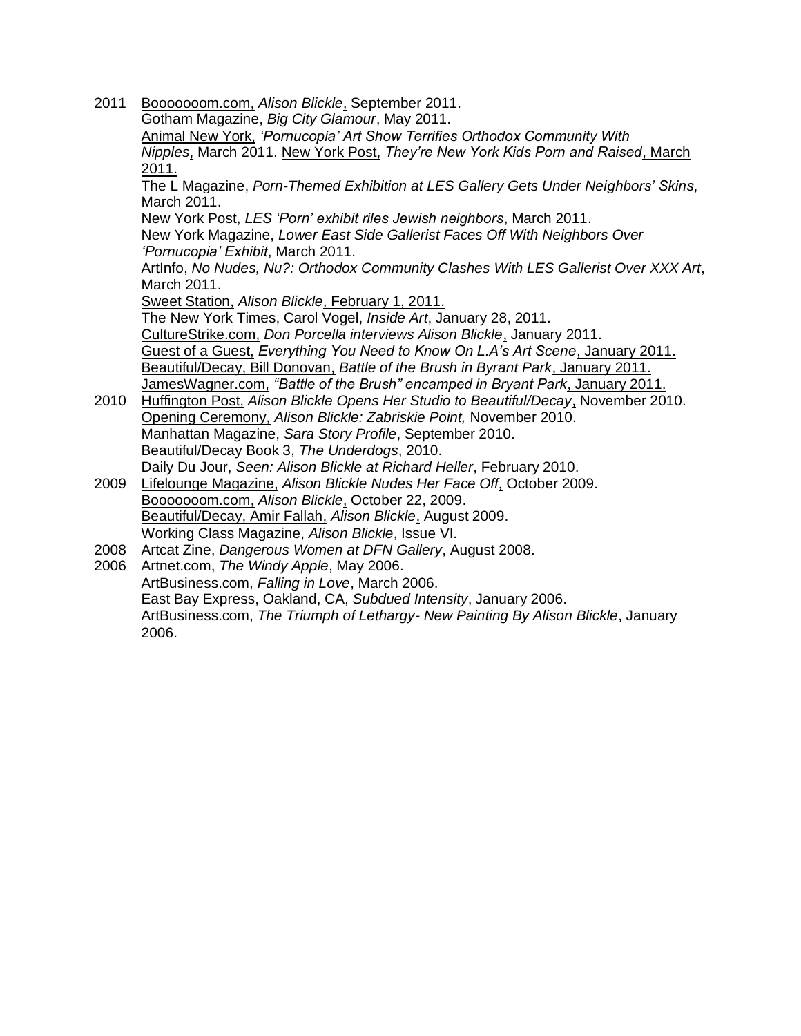2011 Booooooom.com, *Alison Blickle*, September 2011.
Gotham Magazine, *Big City Glamour*, May 2011.
Animal New York, *'Pornucopia' Art Show Terrifies Orthodox Community With Nipples*, March 2011. New York Post, *They're New York Kids Porn and Raised*, March 2011.
The L Magazine, *Porn-Themed Exhibition at LES Gallery Gets Under Neighbors' Skins*, March 2011.
New York Post, *LES 'Porn' exhibit riles Jewish neighbors*, March 2011.
New York Magazine, *Lower East Side Gallerist Faces Off With Neighbors Over 'Pornucopia' Exhibit*, March 2011.
ArtInfo, *No Nudes, Nu?: Orthodox Community Clashes With LES Gallerist Over XXX Art*, March 2011.
Sweet Station, *Alison Blickle*, February 1, 2011.
The New York Times, Carol Vogel, *Inside Art*, January 28, 2011.
CultureStrike.com, *Don Porcella interviews Alison Blickle*, January 2011.
Guest of a Guest, *Everything You Need to Know On L.A's Art Scene*, January 2011.
Beautiful/Decay, Bill Donovan, *Battle of the Brush in Byrant Park*, January 2011.
JamesWagner.com, *"Battle of the Brush" encamped in Bryant Park*, January 2011.

2010 Huffington Post, *Alison Blickle Opens Her Studio to Beautiful/Decay*, November 2010.
Opening Ceremony, *Alison Blickle: Zabriskie Point,* November 2010.
Manhattan Magazine, *Sara Story Profile*, September 2010.
Beautiful/Decay Book 3, *The Underdogs*, 2010.
Daily Du Jour, *Seen: Alison Blickle at Richard Heller*, February 2010.

2009 Lifelounge Magazine, *Alison Blickle Nudes Her Face Off*, October 2009.
Booooooom.com, *Alison Blickle*, October 22, 2009.
Beautiful/Decay, Amir Fallah, *Alison Blickle*, August 2009.
Working Class Magazine, *Alison Blickle*, Issue VI.

2008 Artcat Zine, *Dangerous Women at DFN Gallery*, August 2008.

2006 Artnet.com, *The Windy Apple*, May 2006.
ArtBusiness.com, *Falling in Love*, March 2006.
East Bay Express, Oakland, CA, *Subdued Intensity*, January 2006.
ArtBusiness.com, *The Triumph of Lethargy- New Painting By Alison Blickle*, January 2006.